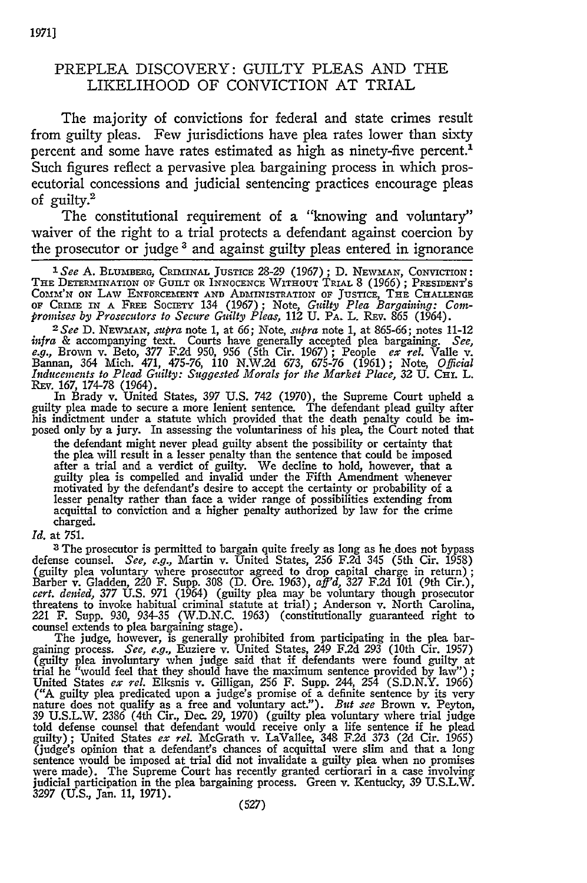# PREPLEA DISCOVERY: GUILTY PLEAS AND THE LIKELIHOOD OF CONVICTION AT TRIAL

The majority of convictions for federal and state crimes result from guilty pleas. Few jurisdictions have plea rates lower than sixty percent and some have rates estimated as high as ninety-five percent.[1] Such figures reflect a pervasive plea bargaining process in which prosecutorial concessions and judicial sentencing practices encourage pleas of guilty.[2]

The constitutional requirement of a "knowing and voluntary" waiver of the right to a trial protects a defendant against coercion by the prosecutor or judge[3] and against guilty pleas entered in ignorance

---

[1] *See* A. BLUMBERG, CRIMINAL JUSTICE 28-29 (1967); D. NEWMAN, CONVICTION: THE DETERMINATION OF GUILT OR INNOCENCE WITHOUT TRIAL 8 (1966); PRESIDENT'S COMM'N ON LAW ENFORCEMENT AND ADMINISTRATION OF JUSTICE, THE CHALLENGE OF CRIME IN A FREE SOCIETY 134 (1967); Note, *Guilty Plea Bargaining: Compromises by Prosecutors to Secure Guilty Pleas,* 112 U. PA. L. REV. 865 (1964).

[2] *See* D. NEWMAN, *supra* note 1, at 66; Note, *supra* note 1, at 865-66; notes 11-12 *infra* & accompanying text. Courts have generally accepted plea bargaining. *See, e.g.,* Brown v. Beto, 377 F.2d 950, 956 (5th Cir. 1967); People *ex rel.* Valle v. Bannan, 364 Mich. 471, 475-76, 110 N.W.2d 673, 675-76 (1961); Note, *Official Inducements to Plead Guilty: Suggested Morals for the Market Place,* 32 U. CHI. L. REV. 167, 174-78 (1964).

In Brady v. United States, 397 U.S. 742 (1970), the Supreme Court upheld a guilty plea made to secure a more lenient sentence. The defendant plead guilty after his indictment under a statute which provided that the death penalty could be imposed only by a jury. In assessing the voluntariness of his plea, the Court noted that

> the defendant might never plead guilty absent the possibility or certainty that the plea will result in a lesser penalty than the sentence that could be imposed after a trial and a verdict of guilty. We decline to hold, however, that a guilty plea is compelled and invalid under the Fifth Amendment whenever motivated by the defendant's desire to accept the certainty or probability of a lesser penalty rather than face a wider range of possibilities extending from acquittal to conviction and a higher penalty authorized by law for the crime charged.

*Id.* at 751.

[3] The prosecutor is permitted to bargain quite freely as long as he does not bypass defense counsel. *See, e.g.,* Martin v. United States, 256 F.2d 345 (5th Cir. 1958) (guilty plea voluntary where prosecutor agreed to drop capital charge in return); Barber v. Gladden, 220 F. Supp. 308 (D. Ore. 1963), *aff'd,* 327 F.2d 101 (9th Cir.), *cert. denied,* 377 U.S. 971 (1964) (guilty plea may be voluntary though prosecutor threatens to invoke habitual criminal statute at trial); Anderson v. North Carolina, 221 F. Supp. 930, 934-35 (W.D.N.C. 1963) (constitutionally guaranteed right to counsel extends to plea bargaining stage).

The judge, however, is generally prohibited from participating in the plea bargaining process. *See, e.g.,* Euziere v. United States, 249 F.2d 293 (10th Cir. 1957) (guilty plea involuntary when judge said that if defendants were found guilty at trial he "would feel that they should have the maximum sentence provided by law"); United States *ex rel.* Elksnis v. Gilligan, 256 F. Supp. 244, 254 (S.D.N.Y. 1966) ("A guilty plea predicated upon a judge's promise of a definite sentence by its very nature does not qualify as a free and voluntary act."). *But see* Brown v. Peyton, 39 U.S.L.W. 2386 (4th Cir., Dec. 29, 1970) (guilty plea voluntary where trial judge told defense counsel that defendant would receive only a life sentence if he plead guilty); United States *ex rel.* McGrath v. LaVallee, 348 F.2d 373 (2d Cir. 1965) (judge's opinion that a defendant's chances of acquittal were slim and that a long sentence would be imposed at trial did not invalidate a guilty plea when no promises were made). The Supreme Court has recently granted certiorari in a case involving judicial participation in the plea bargaining process. Green v. Kentucky, 39 U.S.L.W. 3297 (U.S., Jan. 11, 1971).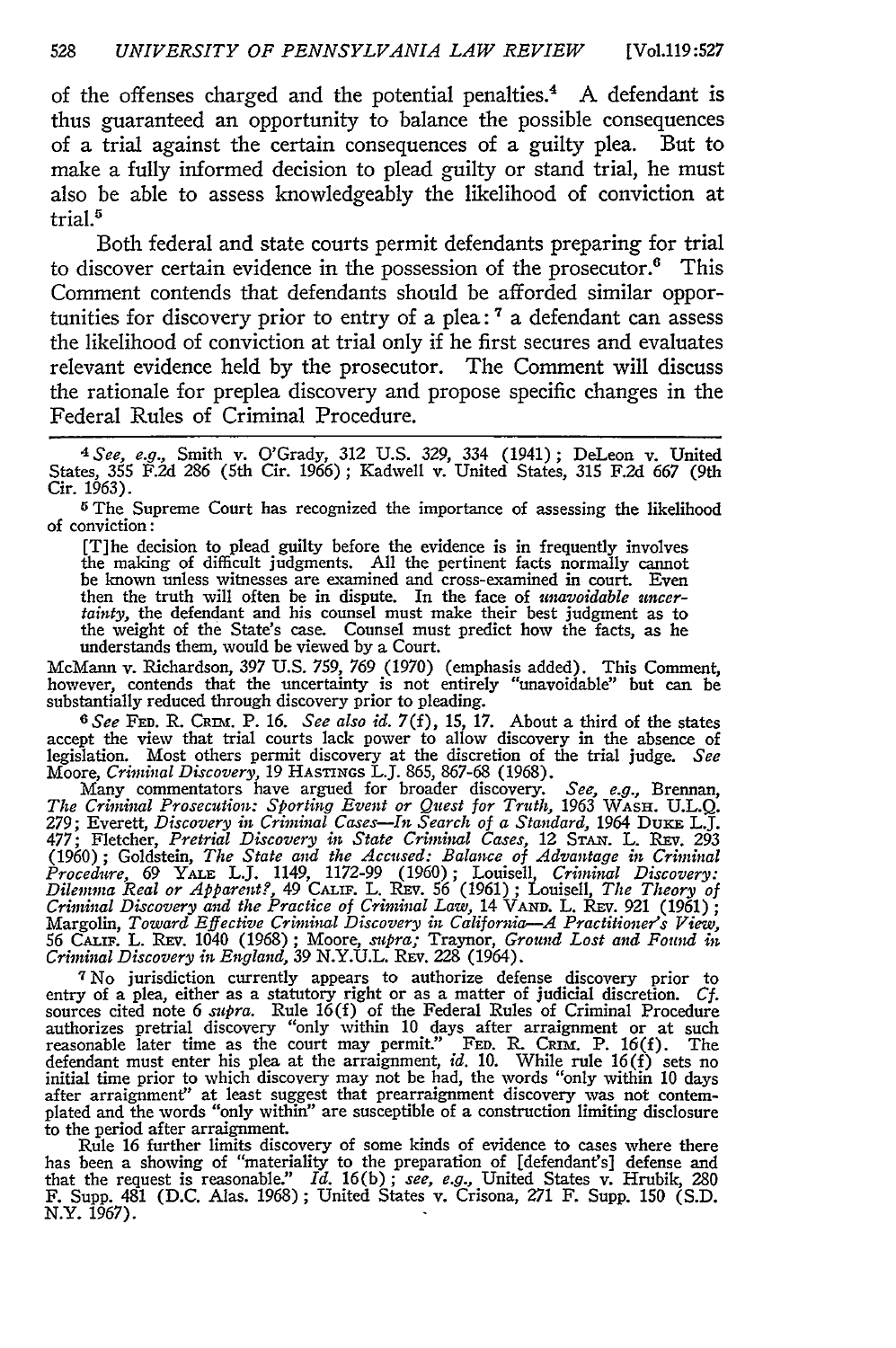of the offenses charged and the potential penalties.[4] A defendant is thus guaranteed an opportunity to balance the possible consequences of a trial against the certain consequences of a guilty plea. But to make a fully informed decision to plead guilty or stand trial, he must also be able to assess knowledgeably the likelihood of conviction at trial.[5]

Both federal and state courts permit defendants preparing for trial to discover certain evidence in the possession of the prosecutor.[6] This Comment contends that defendants should be afforded similar opportunities for discovery prior to entry of a plea:[7] a defendant can assess the likelihood of conviction at trial only if he first secures and evaluates relevant evidence held by the prosecutor. The Comment will discuss the rationale for preplea discovery and propose specific changes in the Federal Rules of Criminal Procedure.

---

[4] *See, e.g.,* Smith v. O'Grady, 312 U.S. 329, 334 (1941); DeLeon v. United States, 355 F.2d 286 (5th Cir. 1966); Kadwell v. United States, 315 F.2d 667 (9th Cir. 1963).

[5] The Supreme Court has recognized the importance of assessing the likelihood of conviction:

> [T]he decision to plead guilty before the evidence is in frequently involves the making of difficult judgments. All the pertinent facts normally cannot be known unless witnesses are examined and cross-examined in court. Even then the truth will often be in dispute. In the face of *unavoidable uncertainty*, the defendant and his counsel must make their best judgment as to the weight of the State's case. Counsel must predict how the facts, as he understands them, would be viewed by a Court.

McMann v. Richardson, 397 U.S. 759, 769 (1970) (emphasis added). This Comment, however, contends that the uncertainty is not entirely "unavoidable" but can be substantially reduced through discovery prior to pleading.

[6] *See* Fed. R. Crim. P. 16. *See also id.* 7(f), 15, 17. About a third of the states accept the view that trial courts lack power to allow discovery in the absence of legislation. Most others permit discovery at the discretion of the trial judge. *See* Moore, *Criminal Discovery*, 19 Hastings L.J. 865, 867-68 (1968).

Many commentators have argued for broader discovery. *See, e.g.,* Brennan, *The Criminal Prosecution: Sporting Event or Quest for Truth,* 1963 Wash. U.L.Q. 279; Everett, *Discovery in Criminal Cases—In Search of a Standard,* 1964 Duke L.J. 477; Fletcher, *Pretrial Discovery in State Criminal Cases,* 12 Stan. L. Rev. 293 (1960); Goldstein, *The State and the Accused: Balance of Advantage in Criminal Procedure,* 69 Yale L.J. 1149, 1172-99 (1960); Louisell, *Criminal Discovery: Dilemma Real or Apparent?,* 49 Calif. L. Rev. 56 (1961); Louisell, *The Theory of Criminal Discovery and the Practice of Criminal Law,* 14 Vand. L. Rev. 921 (1961); Margolin, *Toward Effective Criminal Discovery in California—A Practitioner's View,* 56 Calif. L. Rev. 1040 (1968); Moore, *supra;* Traynor, *Ground Lost and Found in Criminal Discovery in England,* 39 N.Y.U.L. Rev. 228 (1964).

[7] No jurisdiction currently appears to authorize defense discovery prior to entry of a plea, either as a statutory right or as a matter of judicial discretion. *Cf.* sources cited note 6 *supra.* Rule 16(f) of the Federal Rules of Criminal Procedure authorizes pretrial discovery "only within 10 days after arraignment or at such reasonable later time as the court may permit." Fed. R. Crim. P. 16(f). The defendant must enter his plea at the arraignment, *id.* 10. While rule 16(f) sets no initial time prior to which discovery may not be had, the words "only within 10 days after arraignment" at least suggest that prearraignment discovery was not contemplated and the words "only within" are susceptible of a construction limiting disclosure to the period after arraignment.

Rule 16 further limits discovery of some kinds of evidence to cases where there has been a showing of "materiality to the preparation of [defendant's] defense and that the request is reasonable." *Id.* 16(b); *see, e.g.,* United States v. Hrubik, 280 F. Supp. 481 (D.C. Alas. 1968); United States v. Crisona, 271 F. Supp. 150 (S.D. N.Y. 1967).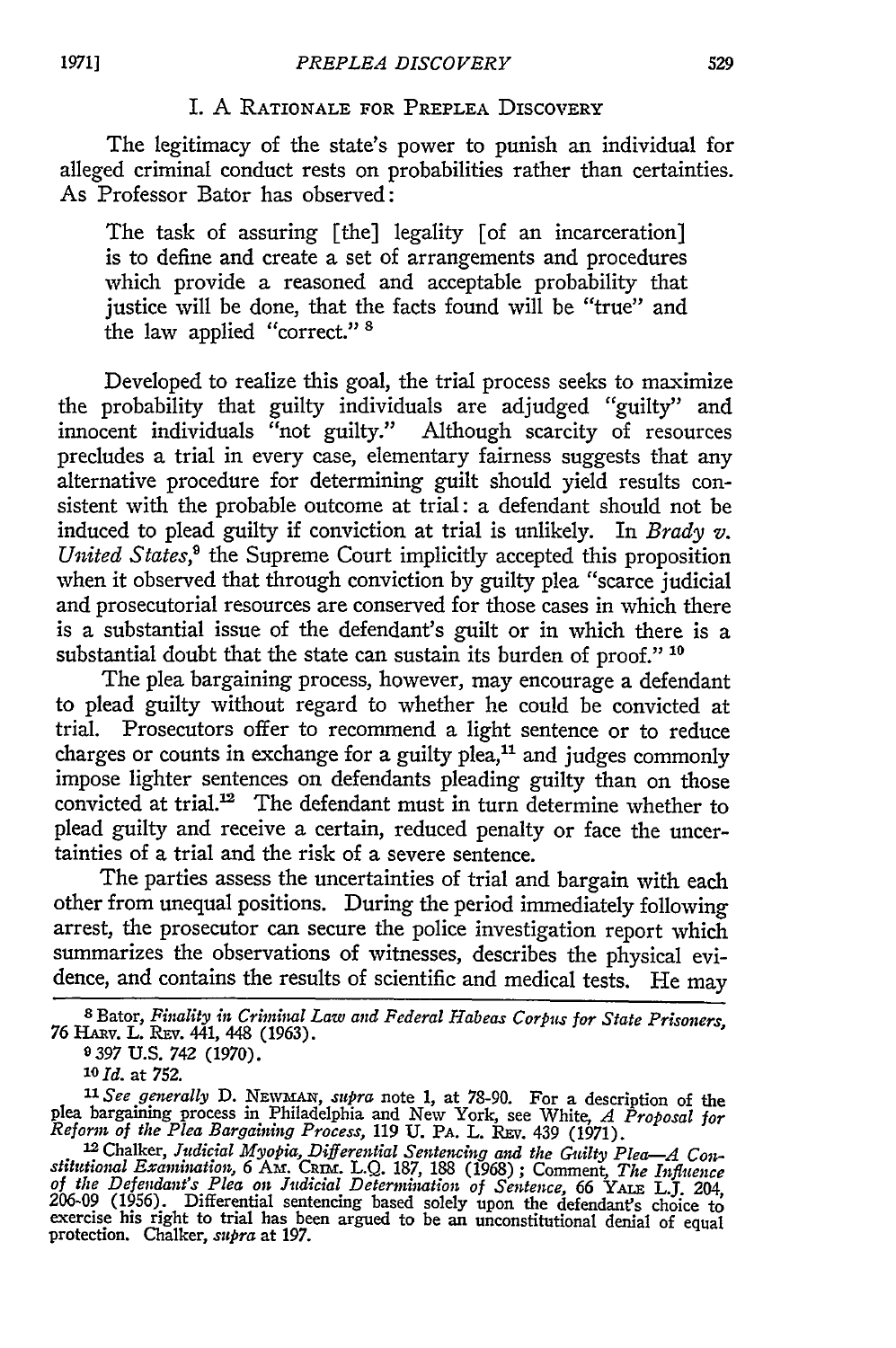## I. A Rationale for Preplea Discovery

The legitimacy of the state's power to punish an individual for alleged criminal conduct rests on probabilities rather than certainties. As Professor Bator has observed:

> The task of assuring [the] legality [of an incarceration] is to define and create a set of arrangements and procedures which provide a reasoned and acceptable probability that justice will be done, that the facts found will be "true" and the law applied "correct."[8]

Developed to realize this goal, the trial process seeks to maximize the probability that guilty individuals are adjudged "guilty" and innocent individuals "not guilty." Although scarcity of resources precludes a trial in every case, elementary fairness suggests that any alternative procedure for determining guilt should yield results consistent with the probable outcome at trial: a defendant should not be induced to plead guilty if conviction at trial is unlikely. In *Brady v. United States*,[9] the Supreme Court implicitly accepted this proposition when it observed that through conviction by guilty plea "scarce judicial and prosecutorial resources are conserved for those cases in which there is a substantial issue of the defendant's guilt or in which there is a substantial doubt that the state can sustain its burden of proof."[10]

The plea bargaining process, however, may encourage a defendant to plead guilty without regard to whether he could be convicted at trial. Prosecutors offer to recommend a light sentence or to reduce charges or counts in exchange for a guilty plea,[11] and judges commonly impose lighter sentences on defendants pleading guilty than on those convicted at trial.[12] The defendant must in turn determine whether to plead guilty and receive a certain, reduced penalty or face the uncertainties of a trial and the risk of a severe sentence.

The parties assess the uncertainties of trial and bargain with each other from unequal positions. During the period immediately following arrest, the prosecutor can secure the police investigation report which summarizes the observations of witnesses, describes the physical evidence, and contains the results of scientific and medical tests. He may

---

[8] Bator, *Finality in Criminal Law and Federal Habeas Corpus for State Prisoners*, 76 Harv. L. Rev. 441, 448 (1963).

[9] 397 U.S. 742 (1970).

[10] *Id.* at 752.

[11] *See generally* D. Newman, *supra* note 1, at 78-90. For a description of the plea bargaining process in Philadelphia and New York, see White, *A Proposal for Reform of the Plea Bargaining Process*, 119 U. Pa. L. Rev. 439 (1971).

[12] Chalker, *Judicial Myopia, Differential Sentencing and the Guilty Plea—A Constitutional Examination*, 6 Am. Crim. L.Q. 187, 188 (1968); Comment, *The Influence of the Defendant's Plea on Judicial Determination of Sentence*, 66 Yale L.J. 204, 206-09 (1956). Differential sentencing based solely upon the defendant's choice to exercise his right to trial has been argued to be an unconstitutional denial of equal protection. Chalker, *supra* at 197.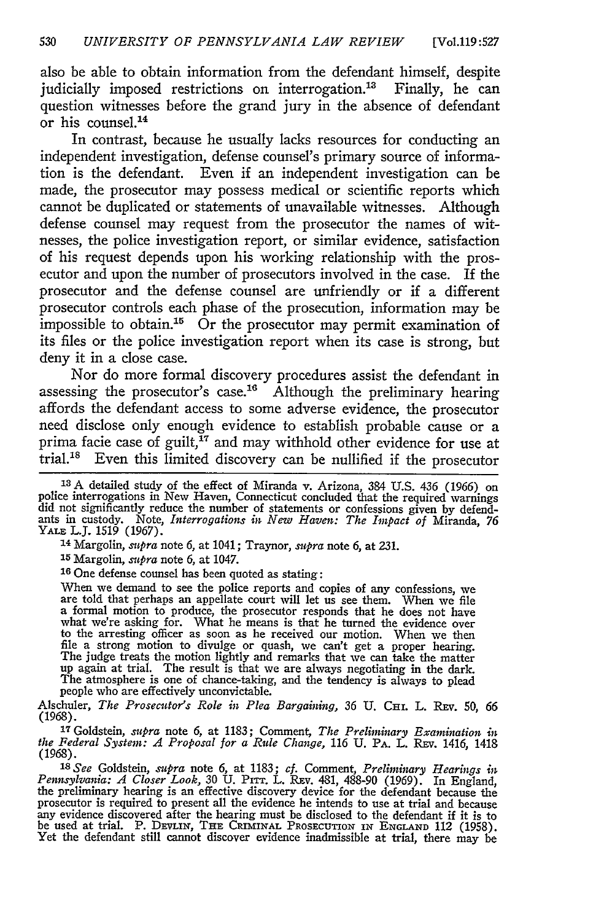also be able to obtain information from the defendant himself, despite judicially imposed restrictions on interrogation.[13] Finally, he can question witnesses before the grand jury in the absence of defendant or his counsel.[14]

In contrast, because he usually lacks resources for conducting an independent investigation, defense counsel's primary source of information is the defendant. Even if an independent investigation can be made, the prosecutor may possess medical or scientific reports which cannot be duplicated or statements of unavailable witnesses. Although defense counsel may request from the prosecutor the names of witnesses, the police investigation report, or similar evidence, satisfaction of his request depends upon his working relationship with the prosecutor and upon the number of prosecutors involved in the case. If the prosecutor and the defense counsel are unfriendly or if a different prosecutor controls each phase of the prosecution, information may be impossible to obtain.[15] Or the prosecutor may permit examination of its files or the police investigation report when its case is strong, but deny it in a close case.

Nor do more formal discovery procedures assist the defendant in assessing the prosecutor's case.[16] Although the preliminary hearing affords the defendant access to some adverse evidence, the prosecutor need disclose only enough evidence to establish probable cause or a prima facie case of guilt,[17] and may withhold other evidence for use at trial.[18] Even this limited discovery can be nullified if the prosecutor

---

[13] A detailed study of the effect of Miranda v. Arizona, 384 U.S. 436 (1966) on police interrogations in New Haven, Connecticut concluded that the required warnings did not significantly reduce the number of statements or confessions given by defendants in custody. Note, *Interrogations in New Haven: The Impact of* Miranda, 76 YALE L.J. 1519 (1967).

[14] Margolin, *supra* note 6, at 1041; Traynor, *supra* note 6, at 231.

[15] Margolin, *supra* note 6, at 1047.

[16] One defense counsel has been quoted as stating:

> When we demand to see the police reports and copies of any confessions, we are told that perhaps an appellate court will let us see them. When we file a formal motion to produce, the prosecutor responds that he does not have what we're asking for. What he means is that he turned the evidence over to the arresting officer as soon as he received our motion. When we then file a strong motion to divulge or quash, we can't get a proper hearing. The judge treats the motion lightly and remarks that we can take the matter up again at trial. The result is that we are always negotiating in the dark. The atmosphere is one of chance-taking, and the tendency is always to plead people who are effectively unconvictable.

Alschuler, *The Prosecutor's Role in Plea Bargaining*, 36 U. CHI. L. REV. 50, 66 (1968).

[17] Goldstein, *supra* note 6, at 1183; Comment, *The Preliminary Examination in the Federal System: A Proposal for a Rule Change*, 116 U. PA. L. REV. 1416, 1418 (1968).

[18] *See* Goldstein, *supra* note 6, at 1183; *cf.* Comment, *Preliminary Hearings in Pennsylvania: A Closer Look*, 30 U. PITT. L. REV. 481, 488-90 (1969). In England, the preliminary hearing is an effective discovery device for the defendant because the prosecutor is required to present all the evidence he intends to use at trial and because any evidence discovered after the hearing must be disclosed to the defendant if it is to be used at trial. P. DEVLIN, THE CRIMINAL PROSECUTION IN ENGLAND 112 (1958). Yet the defendant still cannot discover evidence inadmissible at trial, there may be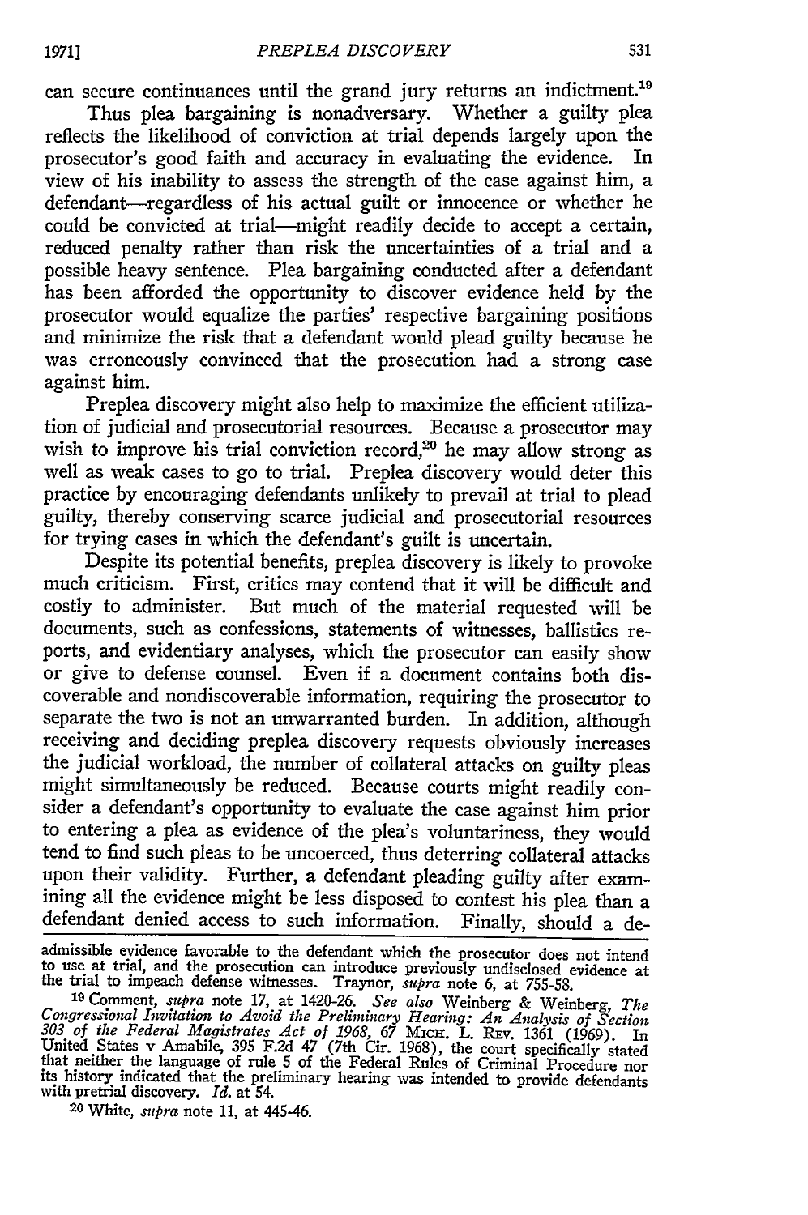can secure continuances until the grand jury returns an indictment.[19]

Thus plea bargaining is nonadversary. Whether a guilty plea reflects the likelihood of conviction at trial depends largely upon the prosecutor's good faith and accuracy in evaluating the evidence. In view of his inability to assess the strength of the case against him, a defendant—regardless of his actual guilt or innocence or whether he could be convicted at trial—might readily decide to accept a certain, reduced penalty rather than risk the uncertainties of a trial and a possible heavy sentence. Plea bargaining conducted after a defendant has been afforded the opportunity to discover evidence held by the prosecutor would equalize the parties' respective bargaining positions and minimize the risk that a defendant would plead guilty because he was erroneously convinced that the prosecution had a strong case against him.

Preplea discovery might also help to maximize the efficient utilization of judicial and prosecutorial resources. Because a prosecutor may wish to improve his trial conviction record,[20] he may allow strong as well as weak cases to go to trial. Preplea discovery would deter this practice by encouraging defendants unlikely to prevail at trial to plead guilty, thereby conserving scarce judicial and prosecutorial resources for trying cases in which the defendant's guilt is uncertain.

Despite its potential benefits, preplea discovery is likely to provoke much criticism. First, critics may contend that it will be difficult and costly to administer. But much of the material requested will be documents, such as confessions, statements of witnesses, ballistics reports, and evidentiary analyses, which the prosecutor can easily show or give to defense counsel. Even if a document contains both discoverable and nondiscoverable information, requiring the prosecutor to separate the two is not an unwarranted burden. In addition, although receiving and deciding preplea discovery requests obviously increases the judicial workload, the number of collateral attacks on guilty pleas might simultaneously be reduced. Because courts might readily consider a defendant's opportunity to evaluate the case against him prior to entering a plea as evidence of the plea's voluntariness, they would tend to find such pleas to be uncoerced, thus deterring collateral attacks upon their validity. Further, a defendant pleading guilty after examining all the evidence might be less disposed to contest his plea than a defendant denied access to such information. Finally, should a de-

---

admissible evidence favorable to the defendant which the prosecutor does not intend to use at trial, and the prosecution can introduce previously undisclosed evidence at the trial to impeach defense witnesses. Traynor, *supra* note 6, at 755-58.

[19] Comment, *supra* note 17, at 1420-26. *See also* Weinberg & Weinberg, *The Congressional Invitation to Avoid the Preliminary Hearing: An Analysis of Section 303 of the Federal Magistrates Act of 1968*, 67 MICH. L. REV. 1361 (1969). In United States v Amabile, 395 F.2d 47 (7th Cir. 1968), the court specifically stated that neither the language of rule 5 of the Federal Rules of Criminal Procedure nor its history indicated that the preliminary hearing was intended to provide defendants with pretrial discovery. *Id.* at 54.

[20] White, *supra* note 11, at 445-46.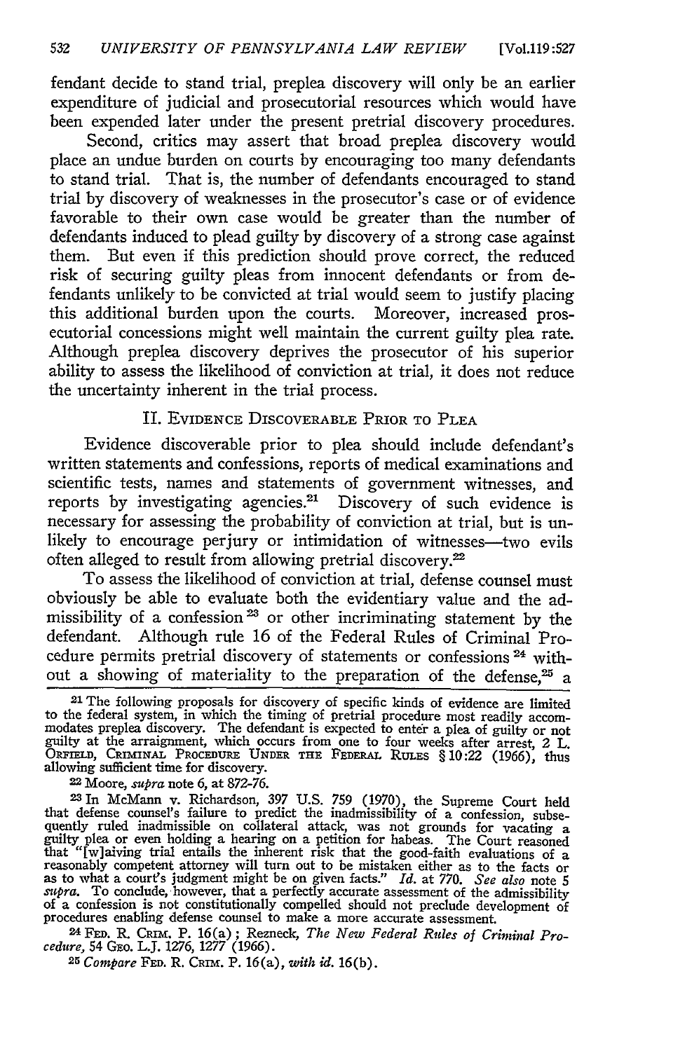fendant decide to stand trial, preplea discovery will only be an earlier expenditure of judicial and prosecutorial resources which would have been expended later under the present pretrial discovery procedures.

Second, critics may assert that broad preplea discovery would place an undue burden on courts by encouraging too many defendants to stand trial. That is, the number of defendants encouraged to stand trial by discovery of weaknesses in the prosecutor's case or of evidence favorable to their own case would be greater than the number of defendants induced to plead guilty by discovery of a strong case against them. But even if this prediction should prove correct, the reduced risk of securing guilty pleas from innocent defendants or from defendants unlikely to be convicted at trial would seem to justify placing this additional burden upon the courts. Moreover, increased prosecutorial concessions might well maintain the current guilty plea rate. Although preplea discovery deprives the prosecutor of his superior ability to assess the likelihood of conviction at trial, it does not reduce the uncertainty inherent in the trial process.

## II. EVIDENCE DISCOVERABLE PRIOR TO PLEA

Evidence discoverable prior to plea should include defendant's written statements and confessions, reports of medical examinations and scientific tests, names and statements of government witnesses, and reports by investigating agencies.[21] Discovery of such evidence is necessary for assessing the probability of conviction at trial, but is unlikely to encourage perjury or intimidation of witnesses—two evils often alleged to result from allowing pretrial discovery.[22]

To assess the likelihood of conviction at trial, defense counsel must obviously be able to evaluate both the evidentiary value and the admissibility of a confession[23] or other incriminating statement by the defendant. Although rule 16 of the Federal Rules of Criminal Procedure permits pretrial discovery of statements or confessions[24] without a showing of materiality to the preparation of the defense,[25] a

---

[21] The following proposals for discovery of specific kinds of evidence are limited to the federal system, in which the timing of pretrial procedure most readily accommodates preplea discovery. The defendant is expected to enter a plea of guilty or not guilty at the arraignment, which occurs from one to four weeks after arrest, 2 L. ORFIELD, CRIMINAL PROCEDURE UNDER THE FEDERAL RULES § 10:22 (1966), thus allowing sufficient time for discovery.

[22] Moore, *supra* note 6, at 872-76.

[23] In McMann v. Richardson, 397 U.S. 759 (1970), the Supreme Court held that defense counsel's failure to predict the inadmissibility of a confession, subsequently ruled inadmissible on collateral attack, was not grounds for vacating a guilty plea or even holding a hearing on a petition for habeas. The Court reasoned that "[w]aiving trial entails the inherent risk that the good-faith evaluations of a reasonably competent attorney will turn out to be mistaken either as to the facts or as to what a court's judgment might be on given facts." *Id.* at 770. *See also* note 5 *supra*. To conclude, however, that a perfectly accurate assessment of the admissibility of a confession is not constitutionally compelled should not preclude development of procedures enabling defense counsel to make a more accurate assessment.

[24] FED. R. CRIM. P. 16(a); Rezneck, *The New Federal Rules of Criminal Procedure*, 54 GEO. L.J. 1276, 1277 (1966).

[25] *Compare* FED. R. CRIM. P. 16(a), *with id.* 16(b).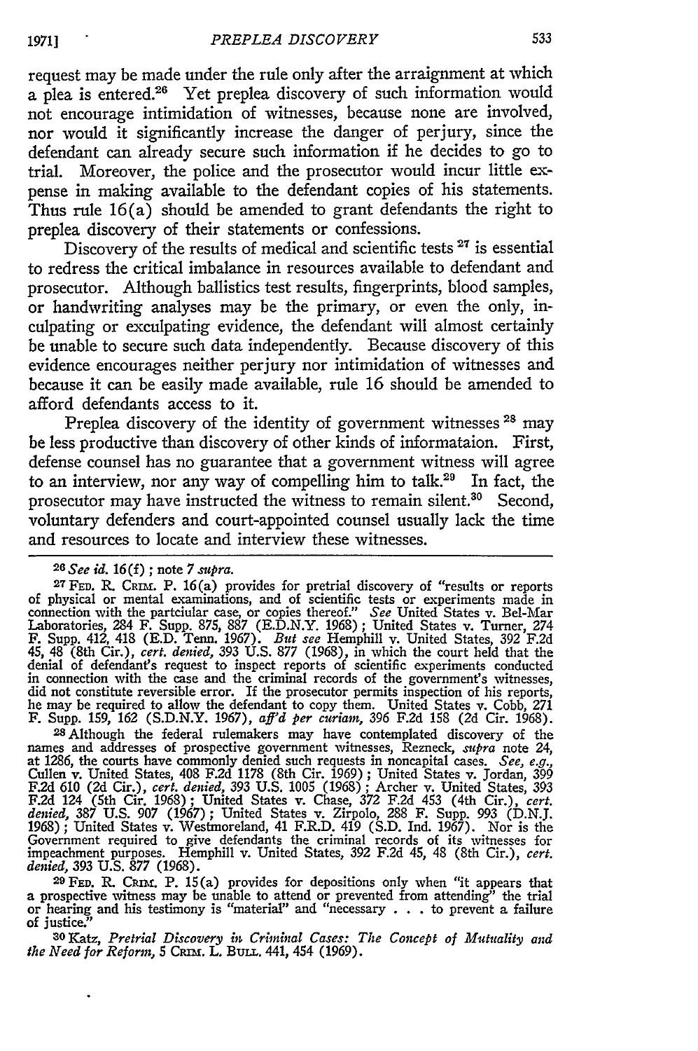request may be made under the rule only after the arraignment at which a plea is entered.[26] Yet preplea discovery of such information would not encourage intimidation of witnesses, because none are involved, nor would it significantly increase the danger of perjury, since the defendant can already secure such information if he decides to go to trial. Moreover, the police and the prosecutor would incur little expense in making available to the defendant copies of his statements. Thus rule 16(a) should be amended to grant defendants the right to preplea discovery of their statements or confessions.

Discovery of the results of medical and scientific tests [27] is essential to redress the critical imbalance in resources available to defendant and prosecutor. Although ballistics test results, fingerprints, blood samples, or handwriting analyses may be the primary, or even the only, inculpating or exculpating evidence, the defendant will almost certainly be unable to secure such data independently. Because discovery of this evidence encourages neither perjury nor intimidation of witnesses and because it can be easily made available, rule 16 should be amended to afford defendants access to it.

Preplea discovery of the identity of government witnesses [28] may be less productive than discovery of other kinds of informataion. First, defense counsel has no guarantee that a government witness will agree to an interview, nor any way of compelling him to talk.[29] In fact, the prosecutor may have instructed the witness to remain silent.[30] Second, voluntary defenders and court-appointed counsel usually lack the time and resources to locate and interview these witnesses.

---

[26] *See id.* 16(f); note 7 *supra.*

[27] FED. R. CRIM. P. 16(a) provides for pretrial discovery of "results or reports of physical or mental examinations, and of scientific tests or experiments made in connection with the partcicular case, or copies thereof." *See* United States v. Bel-Mar Laboratories, 284 F. Supp. 875, 887 (E.D.N.Y. 1968); United States v. Turner, 274 F. Supp. 412, 418 (E.D. Tenn. 1967). *But see* Hemphill v. United States, 392 F.2d 45, 48 (8th Cir.), *cert. denied,* 393 U.S. 877 (1968), in which the court held that the denial of defendant's request to inspect reports of scientific experiments conducted in connection with the case and the criminal records of the government's witnesses, did not constitute reversible error. If the prosecutor permits inspection of his reports, he may be required to allow the defendant to copy them. United States v. Cobb, 271 F. Supp. 159, 162 (S.D.N.Y. 1967), *aff'd per curiam,* 396 F.2d 158 (2d Cir. 1968).

[28] Although the federal rulemakers may have contemplated discovery of the names and addresses of prospective government witnesses, Rezneck, *supra* note 24, at 1286, the courts have commonly denied such requests in noncapital cases. *See, e.g.,* Cullen v. United States, 408 F.2d 1178 (8th Cir. 1969); United States v. Jordan, 399 F.2d 610 (2d Cir.), *cert. denied,* 393 U.S. 1005 (1968); Archer v. United States, 393 F.2d 124 (5th Cir. 1968); United States v. Chase, 372 F.2d 453 (4th Cir.), *cert. denied,* 387 U.S. 907 (1967); United States v. Zirpolo, 288 F. Supp. 993 (D.N.J. 1968); United States v. Westmoreland, 41 F.R.D. 419 (S.D. Ind. 1967). Nor is the Government required to give defendants the criminal records of its witnesses for impeachment purposes. Hemphill v. United States, 392 F.2d 45, 48 (8th Cir.), *cert. denied,* 393 U.S. 877 (1968).

[29] FED. R. CRIM. P. 15(a) provides for depositions only when "it appears that a prospective witness may be unable to attend or prevented from attending" the trial or hearing and his testimony is "material" and "necessary . . . to prevent a failure of justice."

[30] Katz, *Pretrial Discovery in Criminal Cases: The Concept of Mutuality and the Need for Reform,* 5 CRIM. L. BULL. 441, 454 (1969).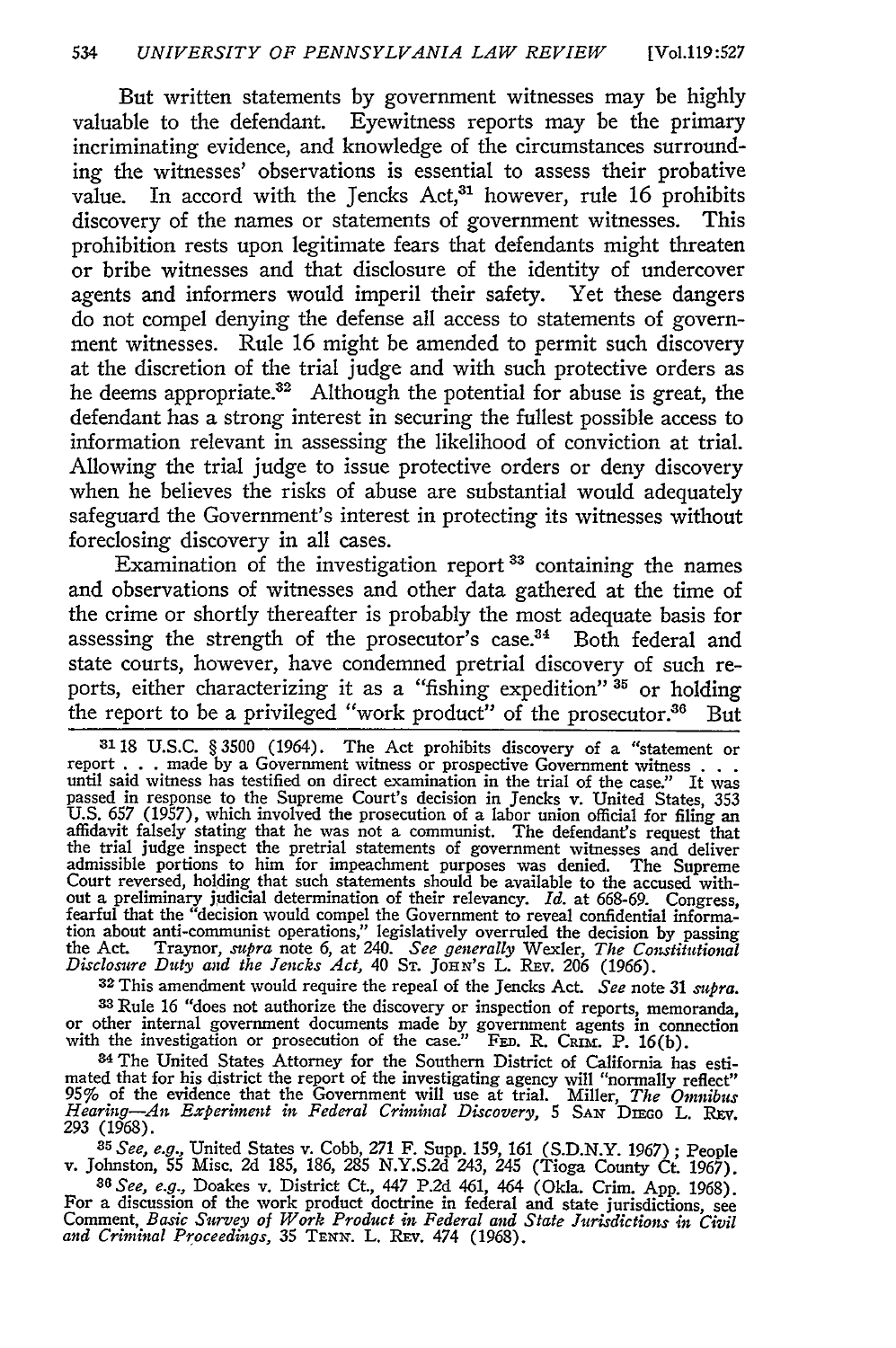But written statements by government witnesses may be highly valuable to the defendant. Eyewitness reports may be the primary incriminating evidence, and knowledge of the circumstances surrounding the witnesses' observations is essential to assess their probative value. In accord with the Jencks Act,[31] however, rule 16 prohibits discovery of the names or statements of government witnesses. This prohibition rests upon legitimate fears that defendants might threaten or bribe witnesses and that disclosure of the identity of undercover agents and informers would imperil their safety. Yet these dangers do not compel denying the defense all access to statements of government witnesses. Rule 16 might be amended to permit such discovery at the discretion of the trial judge and with such protective orders as he deems appropriate.[32] Although the potential for abuse is great, the defendant has a strong interest in securing the fullest possible access to information relevant in assessing the likelihood of conviction at trial. Allowing the trial judge to issue protective orders or deny discovery when he believes the risks of abuse are substantial would adequately safeguard the Government's interest in protecting its witnesses without foreclosing discovery in all cases.

Examination of the investigation report[33] containing the names and observations of witnesses and other data gathered at the time of the crime or shortly thereafter is probably the most adequate basis for assessing the strength of the prosecutor's case.[34] Both federal and state courts, however, have condemned pretrial discovery of such reports, either characterizing it as a "fishing expedition"[35] or holding the report to be a privileged "work product" of the prosecutor.[36] But

---

[31] 18 U.S.C. § 3500 (1964). The Act prohibits discovery of a "statement or report . . . made by a Government witness or prospective Government witness . . . until said witness has testified on direct examination in the trial of the case." It was passed in response to the Supreme Court's decision in Jencks v. United States, 353 U.S. 657 (1957), which involved the prosecution of a labor union official for filing an affidavit falsely stating that he was not a communist. The defendant's request that the trial judge inspect the pretrial statements of government witnesses and deliver admissible portions to him for impeachment purposes was denied. The Supreme Court reversed, holding that such statements should be available to the accused without a preliminary judicial determination of their relevancy. *Id.* at 668-69. Congress, fearful that the "decision would compel the Government to reveal confidential information about anti-communist operations," legislatively overruled the decision by passing the Act. Traynor, *supra* note 6, at 240. *See generally* Wexler, *The Constitutional Disclosure Duty and the Jencks Act*, 40 St. John's L. Rev. 206 (1966).

[32] This amendment would require the repeal of the Jencks Act. *See* note 31 *supra*.

[33] Rule 16 "does not authorize the discovery or inspection of reports, memoranda, or other internal government documents made by government agents in connection with the investigation or prosecution of the case." Fed. R. Crim. P. 16(b).

[34] The United States Attorney for the Southern District of California has estimated that for his district the report of the investigating agency will "normally reflect" 95% of the evidence that the Government will use at trial. Miller, *The Omnibus Hearing—An Experiment in Federal Criminal Discovery*, 5 San Diego L. Rev. 293 (1968).

[35] *See, e.g.*, United States v. Cobb, 271 F. Supp. 159, 161 (S.D.N.Y. 1967); People v. Johnston, 55 Misc. 2d 185, 186, 285 N.Y.S.2d 243, 245 (Tioga County Ct. 1967).

[36] *See, e.g.*, Doakes v. District Ct., 447 P.2d 461, 464 (Okla. Crim. App. 1968). For a discussion of the work product doctrine in federal and state jurisdictions, see Comment, *Basic Survey of Work Product in Federal and State Jurisdictions in Civil and Criminal Proceedings*, 35 Tenn. L. Rev. 474 (1968).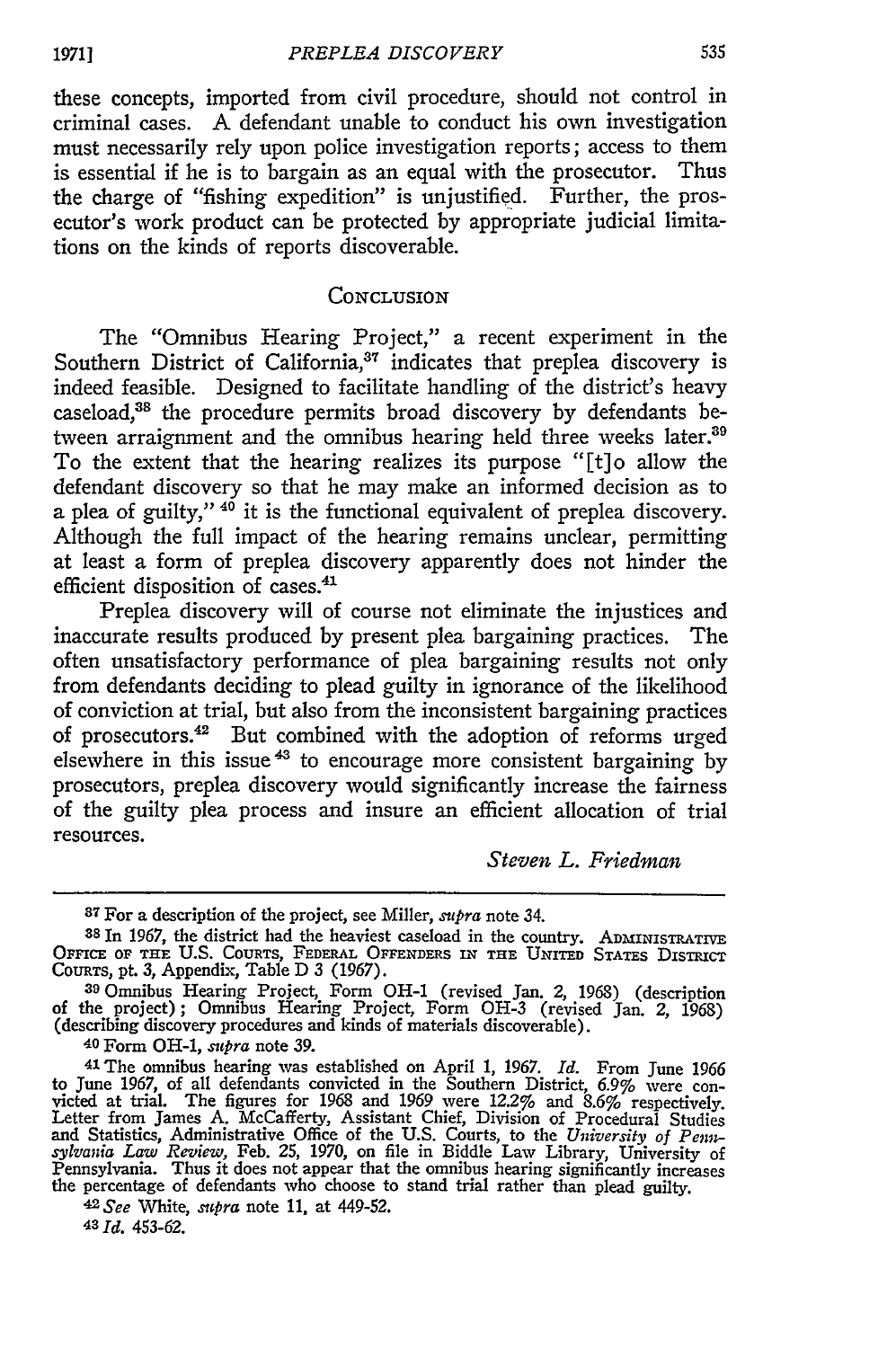these concepts, imported from civil procedure, should not control in criminal cases. A defendant unable to conduct his own investigation must necessarily rely upon police investigation reports; access to them is essential if he is to bargain as an equal with the prosecutor. Thus the charge of "fishing expedition" is unjustified. Further, the prosecutor's work product can be protected by appropriate judicial limitations on the kinds of reports discoverable.

## Conclusion

The "Omnibus Hearing Project," a recent experiment in the Southern District of California,[37] indicates that preplea discovery is indeed feasible. Designed to facilitate handling of the district's heavy caseload,[38] the procedure permits broad discovery by defendants between arraignment and the omnibus hearing held three weeks later.[39] To the extent that the hearing realizes its purpose "[t]o allow the defendant discovery so that he may make an informed decision as to a plea of guilty," [40] it is the functional equivalent of preplea discovery. Although the full impact of the hearing remains unclear, permitting at least a form of preplea discovery apparently does not hinder the efficient disposition of cases.[41]

Preplea discovery will of course not eliminate the injustices and inaccurate results produced by present plea bargaining practices. The often unsatisfactory performance of plea bargaining results not only from defendants deciding to plead guilty in ignorance of the likelihood of conviction at trial, but also from the inconsistent bargaining practices of prosecutors.[42] But combined with the adoption of reforms urged elsewhere in this issue [43] to encourage more consistent bargaining by prosecutors, preplea discovery would significantly increase the fairness of the guilty plea process and insure an efficient allocation of trial resources.

*Steven L. Friedman*

---

[37] For a description of the project, see Miller, *supra* note 34.

[38] In 1967, the district had the heaviest caseload in the country. Administrative Office of the U.S. Courts, Federal Offenders in the United States District Courts, pt. 3, Appendix, Table D 3 (1967).

[39] Omnibus Hearing Project, Form OH-1 (revised Jan. 2, 1968) (description of the project); Omnibus Hearing Project, Form OH-3 (revised Jan. 2, 1968) (describing discovery procedures and kinds of materials discoverable).

[40] Form OH-1, *supra* note 39.

[41] The omnibus hearing was established on April 1, 1967. *Id.* From June 1966 to June 1967, of all defendants convicted in the Southern District, 6.9% were convicted at trial. The figures for 1968 and 1969 were 12.2% and 8.6% respectively. Letter from James A. McCafferty, Assistant Chief, Division of Procedural Studies and Statistics, Administrative Office of the U.S. Courts, to the *University of Pennsylvania Law Review*, Feb. 25, 1970, on file in Biddle Law Library, University of Pennsylvania. Thus it does not appear that the omnibus hearing significantly increases the percentage of defendants who choose to stand trial rather than plead guilty.

[42] *See* White, *supra* note 11, at 449-52.

[43] *Id.* 453-62.